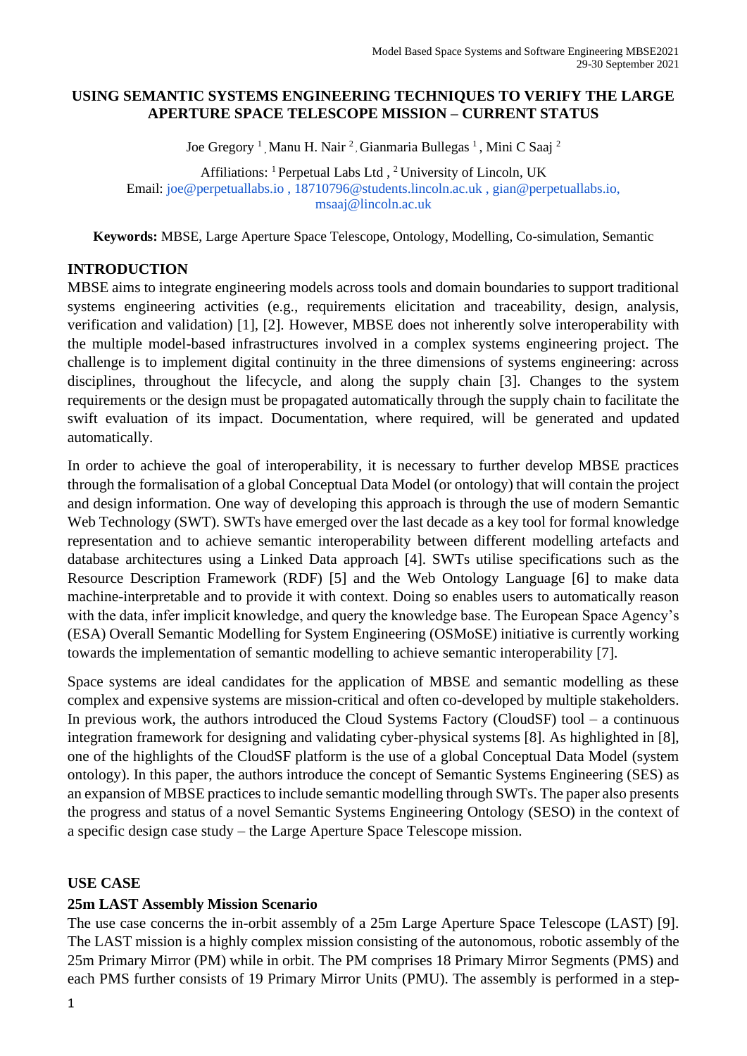# USING SEMANTIC SYSTEMS ENGINEERING TECHNIQUES TO VERIFY THE LARGE APERTURE SPACE TELESCOPE MISSION – CURRENT STATUS

Joe Gregory [1], Manu H. Nair [2], Gianmaria Bullegas [1], Mini C Saaj [2]

Affiliations: [1] Perpetual Labs Ltd , [2] University of Lincoln, UK
Email: joe@perpetuallabs.io , 18710796@students.lincoln.ac.uk , gian@perpetuallabs.io, msaaj@lincoln.ac.uk

**Keywords:** MBSE, Large Aperture Space Telescope, Ontology, Modelling, Co-simulation, Semantic

## INTRODUCTION

MBSE aims to integrate engineering models across tools and domain boundaries to support traditional systems engineering activities (e.g., requirements elicitation and traceability, design, analysis, verification and validation) [1], [2]. However, MBSE does not inherently solve interoperability with the multiple model-based infrastructures involved in a complex systems engineering project. The challenge is to implement digital continuity in the three dimensions of systems engineering: across disciplines, throughout the lifecycle, and along the supply chain [3]. Changes to the system requirements or the design must be propagated automatically through the supply chain to facilitate the swift evaluation of its impact. Documentation, where required, will be generated and updated automatically.

In order to achieve the goal of interoperability, it is necessary to further develop MBSE practices through the formalisation of a global Conceptual Data Model (or ontology) that will contain the project and design information. One way of developing this approach is through the use of modern Semantic Web Technology (SWT). SWTs have emerged over the last decade as a key tool for formal knowledge representation and to achieve semantic interoperability between different modelling artefacts and database architectures using a Linked Data approach [4]. SWTs utilise specifications such as the Resource Description Framework (RDF) [5] and the Web Ontology Language [6] to make data machine-interpretable and to provide it with context. Doing so enables users to automatically reason with the data, infer implicit knowledge, and query the knowledge base. The European Space Agency's (ESA) Overall Semantic Modelling for System Engineering (OSMoSE) initiative is currently working towards the implementation of semantic modelling to achieve semantic interoperability [7].

Space systems are ideal candidates for the application of MBSE and semantic modelling as these complex and expensive systems are mission-critical and often co-developed by multiple stakeholders. In previous work, the authors introduced the Cloud Systems Factory (CloudSF) tool – a continuous integration framework for designing and validating cyber-physical systems [8]. As highlighted in [8], one of the highlights of the CloudSF platform is the use of a global Conceptual Data Model (system ontology). In this paper, the authors introduce the concept of Semantic Systems Engineering (SES) as an expansion of MBSE practices to include semantic modelling through SWTs. The paper also presents the progress and status of a novel Semantic Systems Engineering Ontology (SESO) in the context of a specific design case study – the Large Aperture Space Telescope mission.

## USE CASE

### 25m LAST Assembly Mission Scenario

The use case concerns the in-orbit assembly of a 25m Large Aperture Space Telescope (LAST) [9]. The LAST mission is a highly complex mission consisting of the autonomous, robotic assembly of the 25m Primary Mirror (PM) while in orbit. The PM comprises 18 Primary Mirror Segments (PMS) and each PMS further consists of 19 Primary Mirror Units (PMU). The assembly is performed in a step-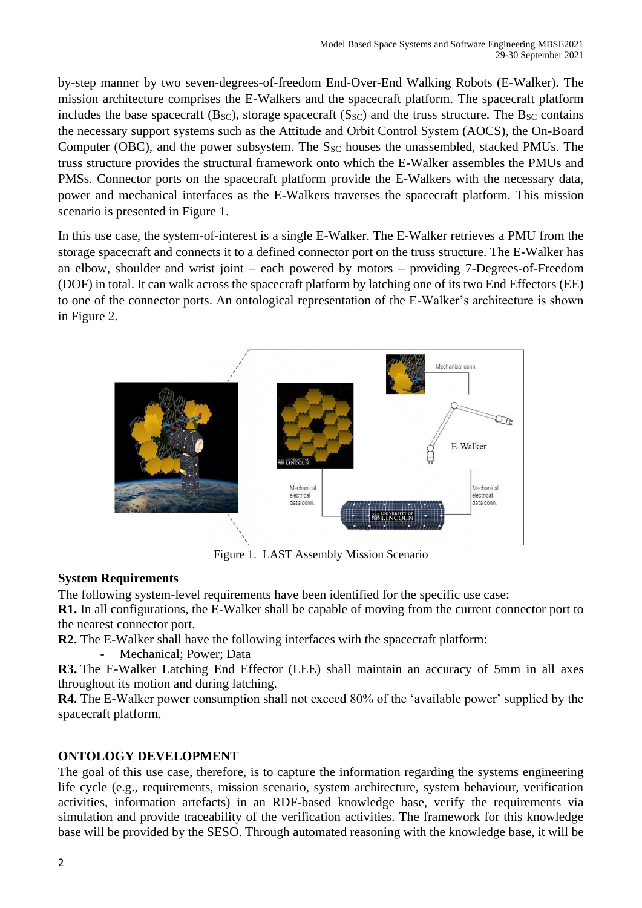by-step manner by two seven-degrees-of-freedom End-Over-End Walking Robots (E-Walker). The mission architecture comprises the E-Walkers and the spacecraft platform. The spacecraft platform includes the base spacecraft ($B_{SC}$), storage spacecraft ($S_{SC}$) and the truss structure. The $B_{SC}$ contains the necessary support systems such as the Attitude and Orbit Control System (AOCS), the On-Board Computer (OBC), and the power subsystem. The $S_{SC}$ houses the unassembled, stacked PMUs. The truss structure provides the structural framework onto which the E-Walker assembles the PMUs and PMSs. Connector ports on the spacecraft platform provide the E-Walkers with the necessary data, power and mechanical interfaces as the E-Walkers traverses the spacecraft platform. This mission scenario is presented in Figure 1.

In this use case, the system-of-interest is a single E-Walker. The E-Walker retrieves a PMU from the storage spacecraft and connects it to a defined connector port on the truss structure. The E-Walker has an elbow, shoulder and wrist joint – each powered by motors – providing 7-Degrees-of-Freedom (DOF) in total. It can walk across the spacecraft platform by latching one of its two End Effectors (EE) to one of the connector ports. An ontological representation of the E-Walker's architecture is shown in Figure 2.

Figure 1. LAST Assembly Mission Scenario

**System Requirements**

The following system-level requirements have been identified for the specific use case:

**R1.** In all configurations, the E-Walker shall be capable of moving from the current connector port to the nearest connector port.

**R2.** The E-Walker shall have the following interfaces with the spacecraft platform:

- Mechanical; Power; Data

**R3.** The E-Walker Latching End Effector (LEE) shall maintain an accuracy of 5mm in all axes throughout its motion and during latching.

**R4.** The E-Walker power consumption shall not exceed 80% of the 'available power' supplied by the spacecraft platform.

## ONTOLOGY DEVELOPMENT

The goal of this use case, therefore, is to capture the information regarding the systems engineering life cycle (e.g., requirements, mission scenario, system architecture, system behaviour, verification activities, information artefacts) in an RDF-based knowledge base, verify the requirements via simulation and provide traceability of the verification activities. The framework for this knowledge base will be provided by the SESO. Through automated reasoning with the knowledge base, it will be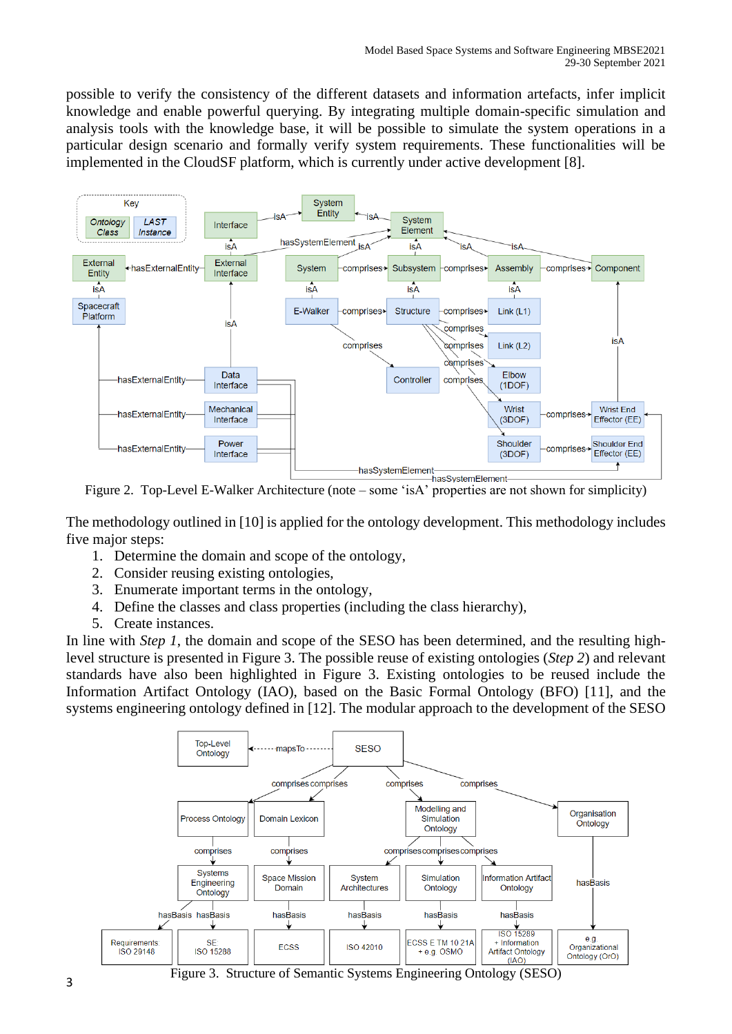possible to verify the consistency of the different datasets and information artefacts, infer implicit knowledge and enable powerful querying. By integrating multiple domain-specific simulation and analysis tools with the knowledge base, it will be possible to simulate the system operations in a particular design scenario and formally verify system requirements. These functionalities will be implemented in the CloudSF platform, which is currently under active development [8].

Figure 2. Top-Level E-Walker Architecture (note – some 'isA' properties are not shown for simplicity)

The methodology outlined in [10] is applied for the ontology development. This methodology includes five major steps:

1. Determine the domain and scope of the ontology,
2. Consider reusing existing ontologies,
3. Enumerate important terms in the ontology,
4. Define the classes and class properties (including the class hierarchy),
5. Create instances.

In line with *Step 1*, the domain and scope of the SESO has been determined, and the resulting high-level structure is presented in Figure 3. The possible reuse of existing ontologies (*Step 2*) and relevant standards have also been highlighted in Figure 3. Existing ontologies to be reused include the Information Artifact Ontology (IAO), based on the Basic Formal Ontology (BFO) [11], and the systems engineering ontology defined in [12]. The modular approach to the development of the SESO

Figure 3. Structure of Semantic Systems Engineering Ontology (SESO)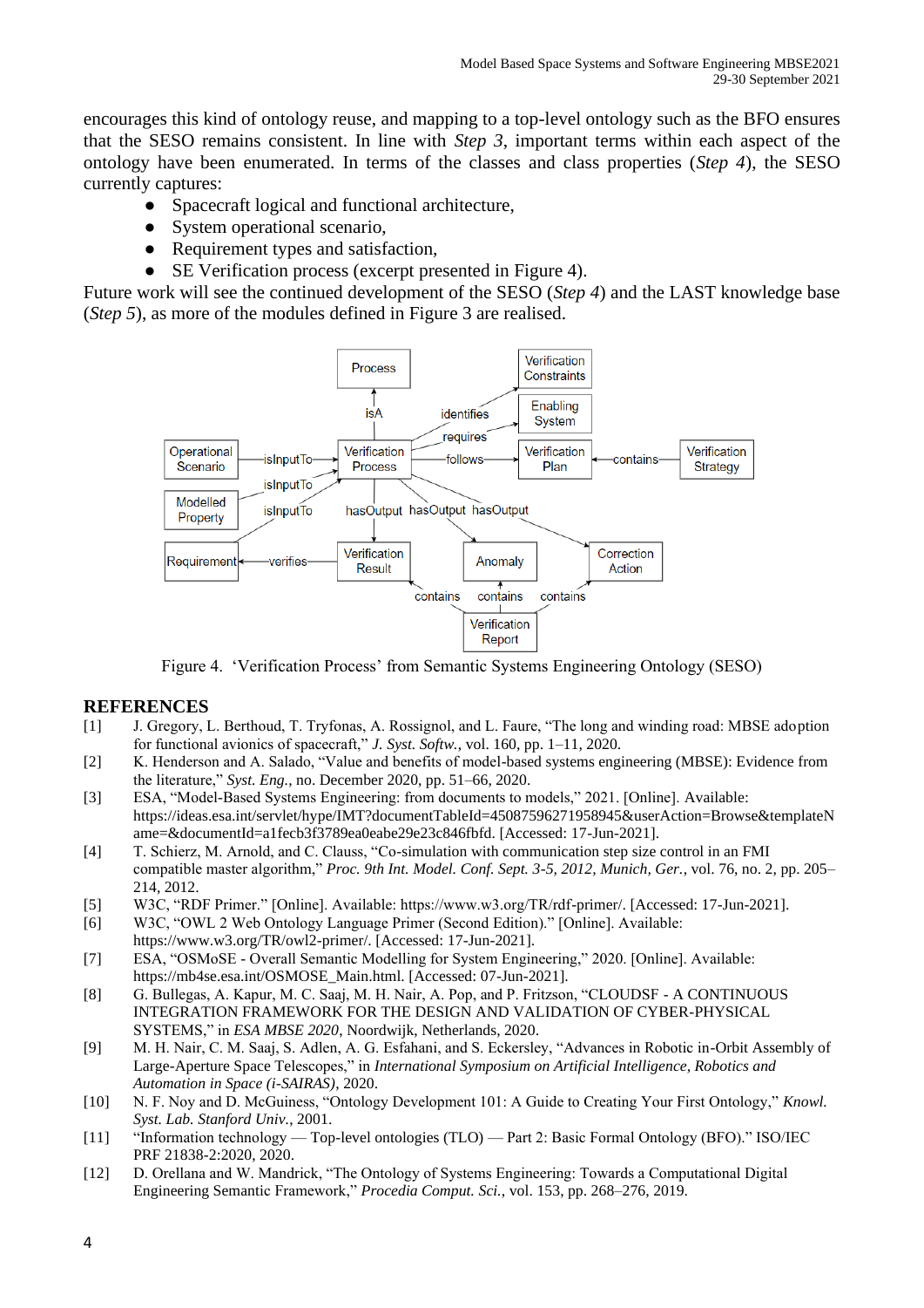encourages this kind of ontology reuse, and mapping to a top-level ontology such as the BFO ensures that the SESO remains consistent. In line with *Step 3*, important terms within each aspect of the ontology have been enumerated. In terms of the classes and class properties (*Step 4*), the SESO currently captures:

- Spacecraft logical and functional architecture,
- System operational scenario,
- Requirement types and satisfaction,
- SE Verification process (excerpt presented in Figure 4).

Future work will see the continued development of the SESO (*Step 4*) and the LAST knowledge base (*Step 5*), as more of the modules defined in Figure 3 are realised.

Process
isA
Verification Constraints
identifies
Enabling System
requires
Operational Scenario
isInputTo
Verification Process
follows
Verification Plan
contains
Verification Strategy
isInputTo
Modelled Property
isInputTo
hasOutput
hasOutput
hasOutput
Requirement
verifies
Verification Result
Anomaly
Correction Action
contains
contains
contains
Verification Report

Figure 4. 'Verification Process' from Semantic Systems Engineering Ontology (SESO)

## REFERENCES

[1] J. Gregory, L. Berthoud, T. Tryfonas, A. Rossignol, and L. Faure, "The long and winding road: MBSE adoption for functional avionics of spacecraft," *J. Syst. Softw.*, vol. 160, pp. 1–11, 2020.

[2] K. Henderson and A. Salado, "Value and benefits of model-based systems engineering (MBSE): Evidence from the literature," *Syst. Eng.*, no. December 2020, pp. 51–66, 2020.

[3] ESA, "Model-Based Systems Engineering: from documents to models," 2021. [Online]. Available: https://ideas.esa.int/servlet/hype/IMT?documentTableId=45087596271958945&userAction=Browse&templateName=&documentId=a1fecb3f3789ea0eabe29e23c846fbfd. [Accessed: 17-Jun-2021].

[4] T. Schierz, M. Arnold, and C. Clauss, "Co-simulation with communication step size control in an FMI compatible master algorithm," *Proc. 9th Int. Model. Conf. Sept. 3-5, 2012, Munich, Ger.*, vol. 76, no. 2, pp. 205–214, 2012.

[5] W3C, "RDF Primer." [Online]. Available: https://www.w3.org/TR/rdf-primer/. [Accessed: 17-Jun-2021].

[6] W3C, "OWL 2 Web Ontology Language Primer (Second Edition)." [Online]. Available: https://www.w3.org/TR/owl2-primer/. [Accessed: 17-Jun-2021].

[7] ESA, "OSMoSE - Overall Semantic Modelling for System Engineering," 2020. [Online]. Available: https://mb4se.esa.int/OSMOSE_Main.html. [Accessed: 07-Jun-2021].

[8] G. Bullegas, A. Kapur, M. C. Saaj, M. H. Nair, A. Pop, and P. Fritzson, "CLOUDSF - A CONTINUOUS INTEGRATION FRAMEWORK FOR THE DESIGN AND VALIDATION OF CYBER-PHYSICAL SYSTEMS," in *ESA MBSE 2020*, Noordwijk, Netherlands, 2020.

[9] M. H. Nair, C. M. Saaj, S. Adlen, A. G. Esfahani, and S. Eckersley, "Advances in Robotic in-Orbit Assembly of Large-Aperture Space Telescopes," in *International Symposium on Artificial Intelligence, Robotics and Automation in Space (i-SAIRAS)*, 2020.

[10] N. F. Noy and D. McGuiness, "Ontology Development 101: A Guide to Creating Your First Ontology," *Knowl. Syst. Lab. Stanford Univ.*, 2001.

[11] "Information technology — Top-level ontologies (TLO) — Part 2: Basic Formal Ontology (BFO)." ISO/IEC PRF 21838-2:2020, 2020.

[12] D. Orellana and W. Mandrick, "The Ontology of Systems Engineering: Towards a Computational Digital Engineering Semantic Framework," *Procedia Comput. Sci.*, vol. 153, pp. 268–276, 2019.